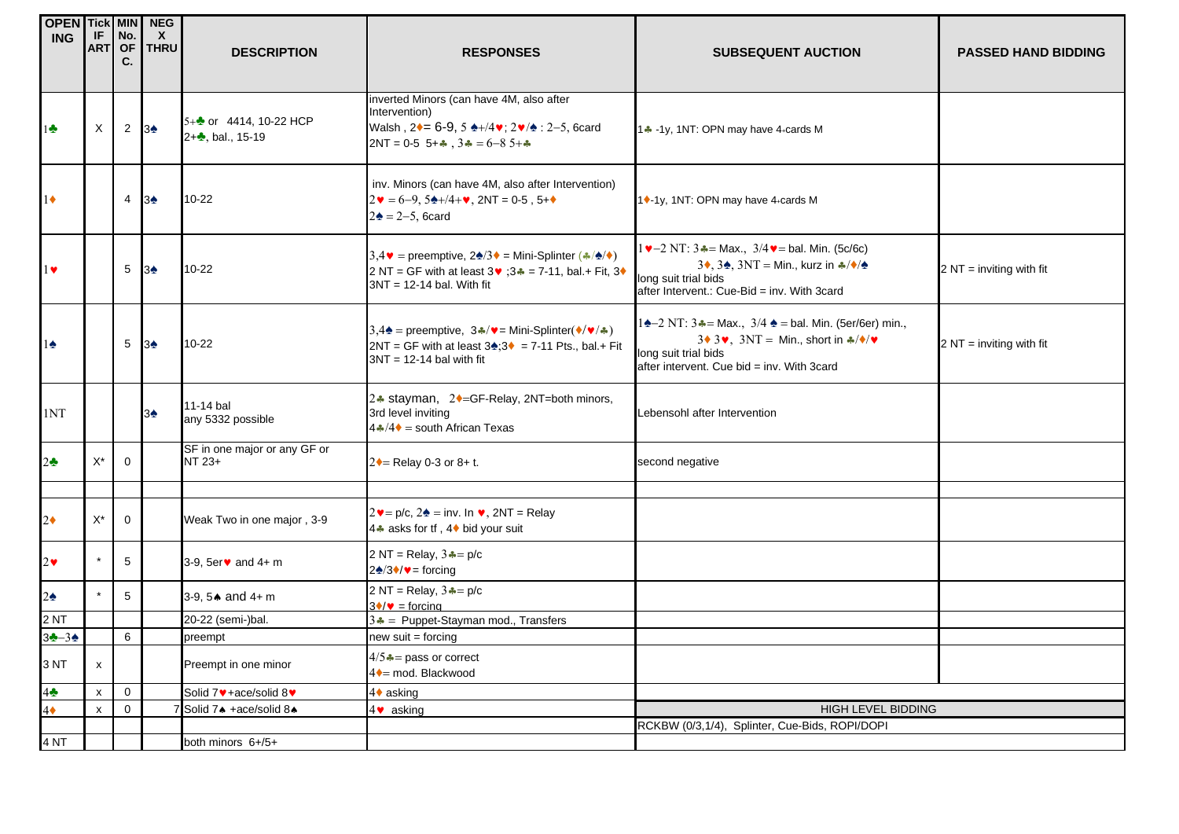| OPENING | Tick IF ART | MIN No. OF C. | NEG X THRU | DESCRIPTION | RESPONSES | SUBSEQUENT AUCTION | PASSED HAND BIDDING |
|---|---|---|---|---|---|---|---|
| 1♣ | X | 2 | 3♠ | 5+♣ or 4414, 10-22 HCP<br>2+♣, bal., 15-19 | inverted Minors (can have 4M, also after Intervention)<br>Walsh , 2♦= 6-9, 5 ♠+/4♥; 2♥/♠ : 2–5, 6card<br>2NT = 0-5 5+♣ , 3♣ = 6–8 5+♣ | 1♣ -1y, 1NT: OPN may have 4-cards M | |
| 1♦ | | 4 | 3♠ | 10-22 | inv. Minors (can have 4M, also after Intervention)<br>2♥ = 6–9, 5♠+/4+♥, 2NT = 0-5 , 5+♦<br>2♠ = 2–5, 6card | 1♦-1y, 1NT: OPN may have 4-cards M | |
| 1♥ | | 5 | 3♠ | 10-22 | 3,4♥ = preemptive, 2♠/3♦ = Mini-Splinter (♣/♠/♦)<br>2 NT = GF with at least 3♥ ;3♣ = 7-11, bal.+ Fit, 3♦<br>3NT = 12-14 bal. With fit | 1♥–2 NT: 3♣= Max., 3/4♥= bal. Min. (5c/6c)<br>3♦, 3♠, 3NT = Min., kurz in ♣/♦/♠<br>long suit trial bids<br>after Intervent.: Cue-Bid = inv. With 3card | 2 NT = inviting with fit |
| 1♠ | | 5 | 3♠ | 10-22 | 3,4♠ = preemptive, 3♣/♥= Mini-Splinter(♦/♥/♣)<br>2NT = GF with at least 3♠;3♦ = 7-11 Pts., bal.+ Fit<br>3NT = 12-14 bal with fit | 1♠–2 NT: 3♣= Max., 3/4 ♠ = bal. Min. (5er/6er) min.,<br>3♦ 3♥, 3NT = Min., short in ♣/♦/♥<br>long suit trial bids<br>after intervent. Cue bid = inv. With 3card | 2 NT = inviting with fit |
| 1NT | | | 3♠ | 11-14 bal<br>any 5332 possible | 2♣ stayman, 2♦=GF-Relay, 2NT=both minors,<br>3rd level inviting<br>4♣/4♦ = south African Texas | Lebensohl after Intervention | |
| 2♣ | X* | 0 | | SF in one major or any GF or NT 23+ | 2♦= Relay 0-3 or 8+ t. | second negative | |
| | | | | | | | |
| 2♦ | X* | 0 | | Weak Two in one major , 3-9 | 2♥= p/c, 2♠ = inv. In ♥, 2NT = Relay<br>4♣ asks for tf , 4♦ bid your suit | | |
| 2♥ | * | 5 | | 3-9, 5er♥ and 4+ m | 2 NT = Relay, 3♣= p/c<br>2♠/3♦/♥= forcing | | |
| 2♠ | * | 5 | | 3-9, 5♠ and 4+ m | 2 NT = Relay, 3♣= p/c<br>3♦/♥ = forcing | | |
| 2 NT | | | | 20-22 (semi-)bal. | 3♣ = Puppet-Stayman mod., Transfers | | |
| 3♣–3♠ | | 6 | | preempt | new suit = forcing | | |
| 3 NT | x | | | Preempt in one minor | 4/5♣= pass or correct<br>4♦= mod. Blackwood | | |
| 4♣ | x | 0 | | Solid 7♥+ace/solid 8♥ | 4♦ asking | | |
| 4♦ | x | 0 | 7 | Solid 7♠ +ace/solid 8♠ | 4♥ asking | HIGH LEVEL BIDDING | |
| | | | | | | RCKBW (0/3,1/4), Splinter, Cue-Bids, ROPI/DOPI | |
| 4 NT | | | | both minors 6+/5+ | | | |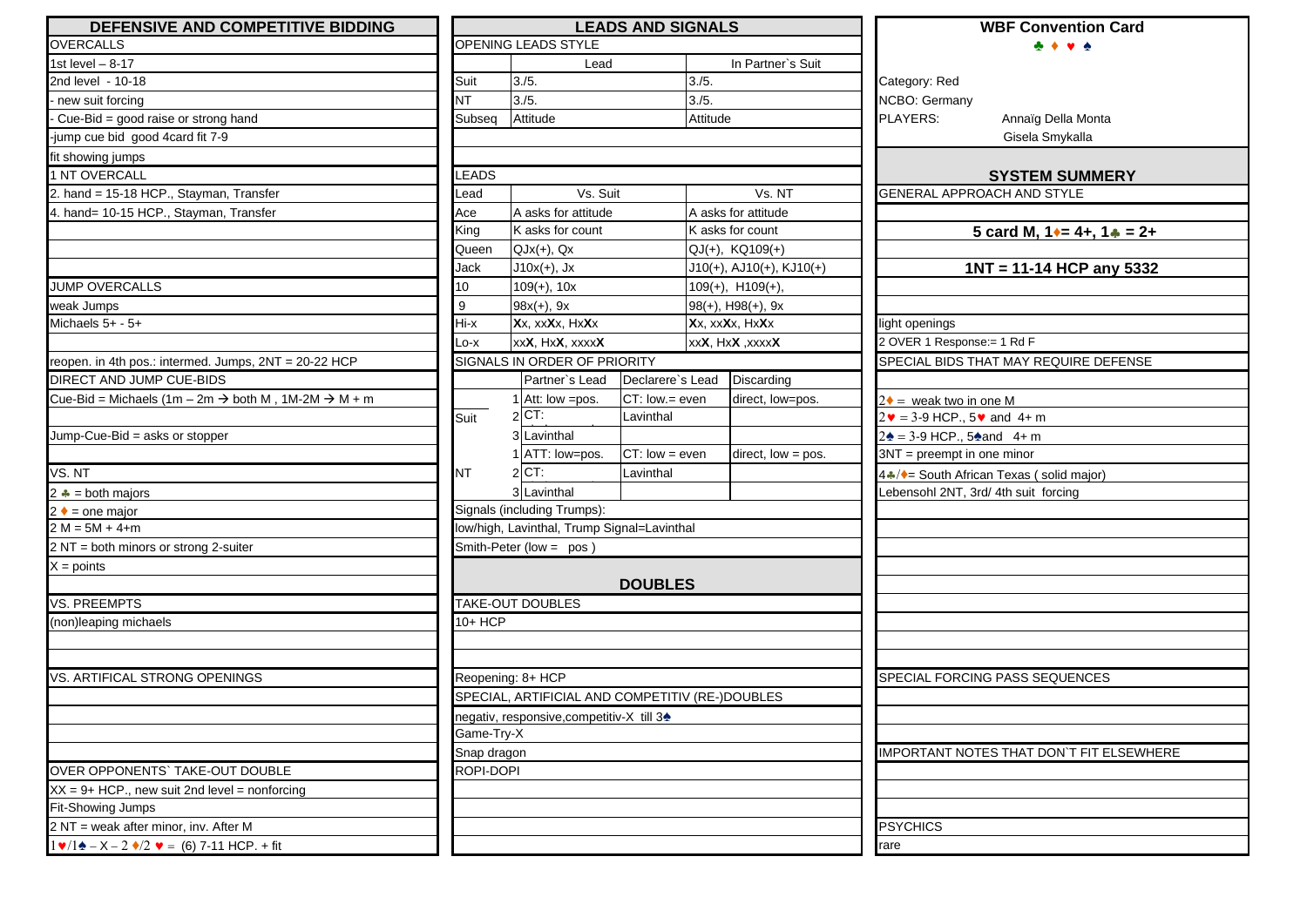## DEFENSIVE AND COMPETITIVE BIDDING

**OVERCALLS**

1st level – 8-17
2nd level - 10-18
- new suit forcing
- Cue-Bid = good raise or strong hand
-jump cue bid good 4card fit 7-9
fit showing jumps

**1 NT OVERCALL**

2. hand = 15-18 HCP., Stayman, Transfer
4. hand= 10-15 HCP., Stayman, Transfer

**JUMP OVERCALLS**

weak Jumps
Michaels 5+ - 5+

reopen. in 4th pos.: intermed. Jumps, 2NT = 20-22 HCP

**DIRECT AND JUMP CUE-BIDS**

Cue-Bid = Michaels (1m – 2m → both M , 1M-2M → M + m

Jump-Cue-Bid = asks or stopper

**VS. NT**

2 ♣ = both majors
2 ♦ = one major
2 M = 5M + 4+m
2 NT = both minors or strong 2-suiter
X = points

**VS. PREEMPTS**

(non)leaping michaels

**VS. ARTIFICAL STRONG OPENINGS**

**OVER OPPONENTS` TAKE-OUT DOUBLE**

XX = 9+ HCP., new suit 2nd level = nonforcing
Fit-Showing Jumps
2 NT = weak after minor, inv. After M
1♥/1♠ – X – 2 ♦/2 ♥ = (6) 7-11 HCP. + fit

## LEADS AND SIGNALS

**OPENING LEADS STYLE**

| | Lead | In Partner`s Suit |
|---|---|---|
| Suit | 3./5. | 3./5. |
| NT | 3./5. | 3./5. |
| Subseq | Attitude | Attitude |

**LEADS**

| Lead | Vs. Suit | Vs. NT |
|---|---|---|
| Ace | A asks for attitude | A asks for attitude |
| King | K asks for count | K asks for count |
| Queen | QJx(+), Qx | QJ(+), KQ109(+) |
| Jack | J10x(+), Jx | J10(+), AJ10(+), KJ10(+) |
| 10 | 109(+), 10x | 109(+), H109(+), |
| 9 | 98x(+), 9x | 98(+), H98(+), 9x |
| Hi-x | **X**x, xx**X**x, Hx**X**x | **X**x, xx**X**x, Hx**X**x |
| Lo-x | xx**X**, Hx**X**, xxxx**X** | xx**X**, Hx**X** ,xxxx**X** |

**SIGNALS IN ORDER OF PRIORITY**

| | | Partner`s Lead | Declarere`s Lead | Discarding |
|---|---|---|---|---|
| Suit | 1 | Att: low =pos. | CT: low.= even | direct, low=pos. |
| | 2 | CT: | Lavinthal | |
| | 3 | Lavinthal | | |
| NT | 1 | ATT: low=pos. | CT: low = even | direct, low = pos. |
| | 2 | CT: | Lavinthal | |
| | 3 | Lavinthal | | |

Signals (including Trumps):
low/high, Lavinthal, Trump Signal=Lavinthal
Smith-Peter (low = pos )

## DOUBLES

**TAKE-OUT DOUBLES**

10+ HCP

Reopening: 8+ HCP

**SPECIAL, ARTIFICIAL AND COMPETITIV (RE-)DOUBLES**

negativ, responsive,competitiv-X till 3♠
Game-Try-X
Snap dragon
ROPI-DOPI

## WBF Convention Card

♣ ♦ ♥ ♠

Category: Red
NCBO: Germany
PLAYERS: Annaïg Della Monta
Gisela Smykalla

## SYSTEM SUMMERY

**GENERAL APPROACH AND STYLE**

**5 card M, 1♦= 4+, 1♣ = 2+**

**1NT = 11-14 HCP any 5332**

light openings
2 OVER 1 Response:= 1 Rd F

**SPECIAL BIDS THAT MAY REQUIRE DEFENSE**

2♦ = weak two in one M
2♥ = 3-9 HCP., 5♥ and 4+ m
2♠ = 3-9 HCP., 5♠and 4+ m
3NT = preempt in one minor
4♣/♦= South African Texas ( solid major)
Lebensohl 2NT, 3rd/ 4th suit forcing

**SPECIAL FORCING PASS SEQUENCES**

**IMPORTANT NOTES THAT DON`T FIT ELSEWHERE**

**PSYCHICS**

rare